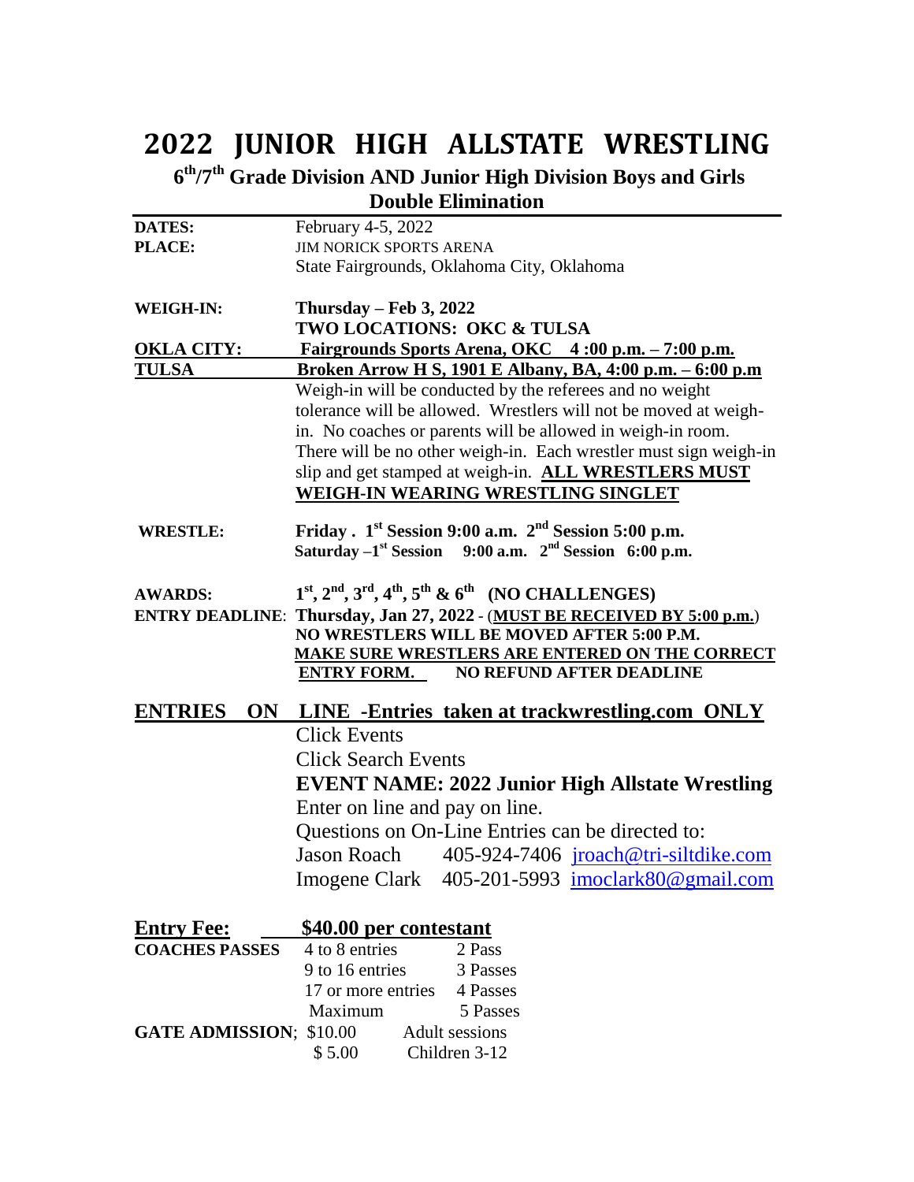# 2022 JUNIOR HIGH ALLSTATE WRESTLING

## 6th/7th Grade Division AND Junior High Division Boys and Girls
## Double Elimination

**DATES:** February 4-5, 2022

**PLACE:** JIM NORICK SPORTS ARENA
State Fairgrounds, Oklahoma City, Oklahoma

**WEIGH-IN:** **Thursday – Feb 3, 2022**
**TWO LOCATIONS: OKC & TULSA**

**OKLA CITY:** **Fairgrounds Sports Arena, OKC 4 :00 p.m. – 7:00 p.m.**

**TULSA** **Broken Arrow H S, 1901 E Albany, BA, 4:00 p.m. – 6:00 p.m**

Weigh-in will be conducted by the referees and no weight tolerance will be allowed. Wrestlers will not be moved at weigh-in. No coaches or parents will be allowed in weigh-in room. There will be no other weigh-in. Each wrestler must sign weigh-in slip and get stamped at weigh-in. **ALL WRESTLERS MUST WEIGH-IN WEARING WRESTLING SINGLET**

**WRESTLE:** **Friday . 1st Session 9:00 a.m. 2nd Session 5:00 p.m.**
**Saturday –1st Session 9:00 a.m. 2nd Session 6:00 p.m.**

**AWARDS:** **1st, 2nd, 3rd, 4th, 5th & 6th (NO CHALLENGES)**

**ENTRY DEADLINE**: **Thursday, Jan 27, 2022** - (**MUST BE RECEIVED BY 5:00 p.m.**)
**NO WRESTLERS WILL BE MOVED AFTER 5:00 P.M.**
**MAKE SURE WRESTLERS ARE ENTERED ON THE CORRECT ENTRY FORM.** **NO REFUND AFTER DEADLINE**

## ENTRIES ON LINE -Entries taken at trackwrestling.com ONLY

Click Events

Click Search Events

**EVENT NAME: 2022 Junior High Allstate Wrestling**

Enter on line and pay on line.

Questions on On-Line Entries can be directed to:

Jason Roach 405-924-7406 jroach@tri-siltdike.com

Imogene Clark 405-201-5993 imoclark80@gmail.com

**Entry Fee:** **$40.00 per contestant**

| **COACHES PASSES** | 4 to 8 entries | 2 Pass |
|---|---|---|
| | 9 to 16 entries | 3 Passes |
| | 17 or more entries | 4 Passes |
| | Maximum | 5 Passes |

| **GATE ADMISSION**; | $10.00 | Adult sessions |
|---|---|---|
| | $ 5.00 | Children 3-12 |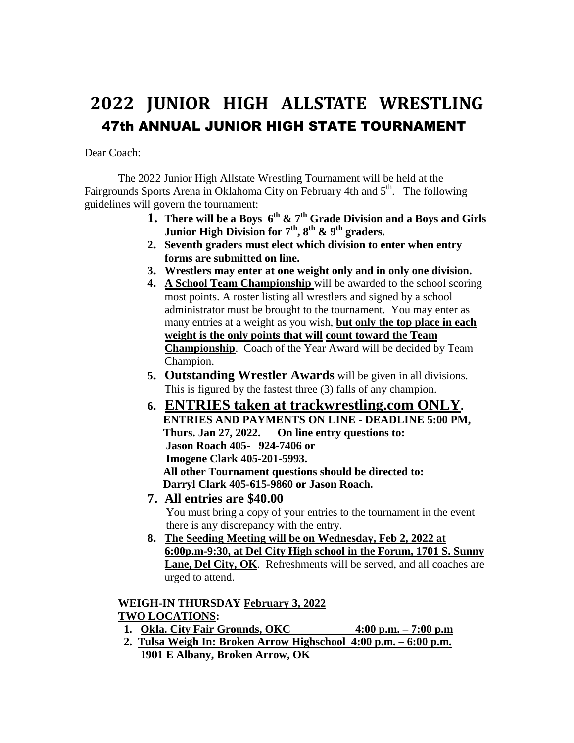# 2022 JUNIOR HIGH ALLSTATE WRESTLING

## 47th ANNUAL JUNIOR HIGH STATE TOURNAMENT

Dear Coach:

The 2022 Junior High Allstate Wrestling Tournament will be held at the Fairgrounds Sports Arena in Oklahoma City on February 4th and 5th. The following guidelines will govern the tournament:

1. **There will be a Boys 6th & 7th Grade Division and a Boys and Girls Junior High Division for 7th, 8th & 9th graders.**
2. **Seventh graders must elect which division to enter when entry forms are submitted on line.**
3. **Wrestlers may enter at one weight only and in only one division.**
4. **A School Team Championship** will be awarded to the school scoring most points. A roster listing all wrestlers and signed by a school administrator must be brought to the tournament. You may enter as many entries at a weight as you wish, **but only the top place in each weight is the only points that will count toward the Team Championship**. Coach of the Year Award will be decided by Team Champion.
5. **Outstanding Wrestler Awards** will be given in all divisions. This is figured by the fastest three (3) falls of any champion.
6. **ENTRIES taken at trackwrestling.com ONLY**.
   **ENTRIES AND PAYMENTS ON LINE - DEADLINE 5:00 PM, Thurs. Jan 27, 2022. On line entry questions to:**
   **Jason Roach 405- 924-7406 or**
   **Imogene Clark 405-201-5993.**
   **All other Tournament questions should be directed to:**
   **Darryl Clark 405-615-9860 or Jason Roach.**
7. **All entries are $40.00**
   You must bring a copy of your entries to the tournament in the event there is any discrepancy with the entry.
8. **The Seeding Meeting will be on Wednesday, Feb 2, 2022 at 6:00p.m-9:30, at Del City High school in the Forum, 1701 S. Sunny Lane, Del City, OK**. Refreshments will be served, and all coaches are urged to attend.

**WEIGH-IN THURSDAY February 3, 2022**
**TWO LOCATIONS:**

1. **Okla. City Fair Grounds, OKC 4:00 p.m. – 7:00 p.m**
2. **Tulsa Weigh In: Broken Arrow Highschool 4:00 p.m. – 6:00 p.m.**
   **1901 E Albany, Broken Arrow, OK**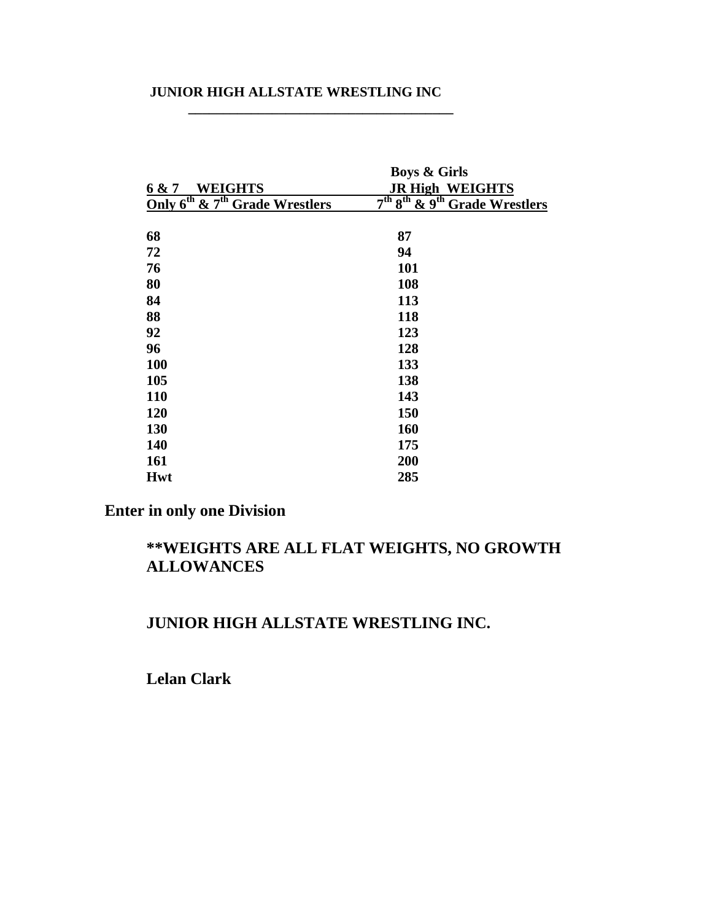**JUNIOR HIGH ALLSTATE WRESTLING INC**

| 6 & 7 WEIGHTS<br>Only 6th & 7th Grade Wrestlers | Boys & Girls<br>JR High WEIGHTS<br>7th 8th & 9th Grade Wrestlers |
|---|---|
| 68 | 87 |
| 72 | 94 |
| 76 | 101 |
| 80 | 108 |
| 84 | 113 |
| 88 | 118 |
| 92 | 123 |
| 96 | 128 |
| 100 | 133 |
| 105 | 138 |
| 110 | 143 |
| 120 | 150 |
| 130 | 160 |
| 140 | 175 |
| 161 | 200 |
| Hwt | 285 |

**Enter in only one Division**

**\*\*WEIGHTS ARE ALL FLAT WEIGHTS, NO GROWTH ALLOWANCES**

**JUNIOR HIGH ALLSTATE WRESTLING INC.**

**Lelan Clark**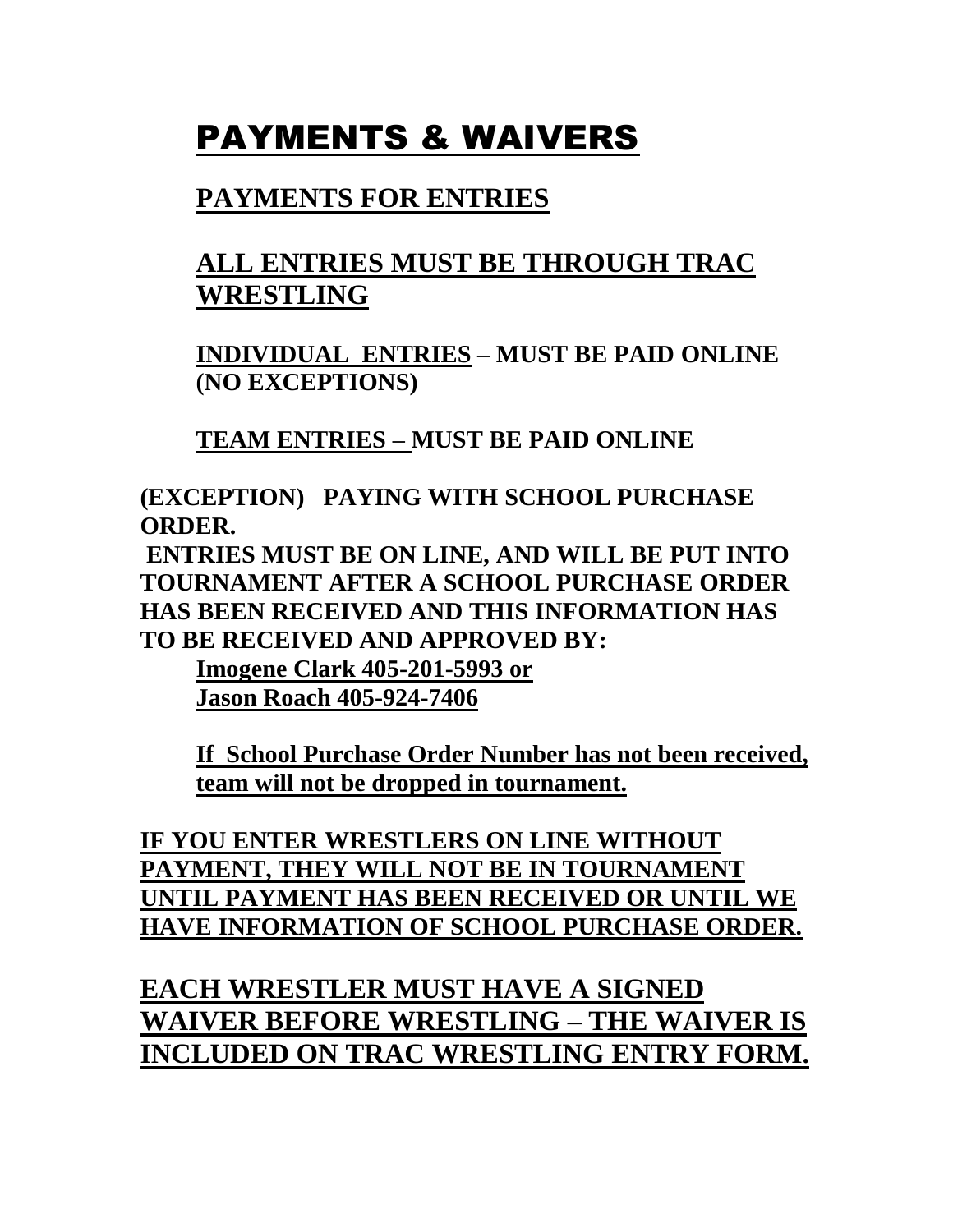# PAYMENTS & WAIVERS

## PAYMENTS FOR ENTRIES

## ALL ENTRIES MUST BE THROUGH TRAC WRESTLING

**INDIVIDUAL ENTRIES – MUST BE PAID ONLINE (NO EXCEPTIONS)**

**TEAM ENTRIES – MUST BE PAID ONLINE**

**(EXCEPTION) PAYING WITH SCHOOL PURCHASE ORDER.**
**ENTRIES MUST BE ON LINE, AND WILL BE PUT INTO TOURNAMENT AFTER A SCHOOL PURCHASE ORDER HAS BEEN RECEIVED AND THIS INFORMATION HAS TO BE RECEIVED AND APPROVED BY:**

**Imogene Clark 405-201-5993 or**
**Jason Roach 405-924-7406**

**If School Purchase Order Number has not been received, team will not be dropped in tournament.**

**IF YOU ENTER WRESTLERS ON LINE WITHOUT PAYMENT, THEY WILL NOT BE IN TOURNAMENT UNTIL PAYMENT HAS BEEN RECEIVED OR UNTIL WE HAVE INFORMATION OF SCHOOL PURCHASE ORDER.**

## EACH WRESTLER MUST HAVE A SIGNED WAIVER BEFORE WRESTLING – THE WAIVER IS INCLUDED ON TRAC WRESTLING ENTRY FORM.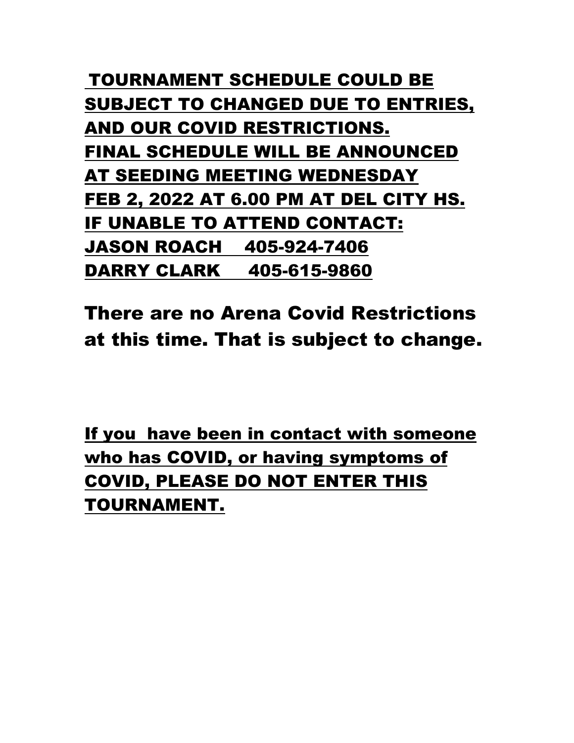**TOURNAMENT SCHEDULE COULD BE SUBJECT TO CHANGED DUE TO ENTRIES, AND OUR COVID RESTRICTIONS. FINAL SCHEDULE WILL BE ANNOUNCED AT SEEDING MEETING WEDNESDAY FEB 2, 2022 AT 6.00 PM AT DEL CITY HS. IF UNABLE TO ATTEND CONTACT:**
**JASON ROACH    405-924-7406**
**DARRY CLARK     405-615-9860**

**There are no Arena Covid Restrictions at this time. That is subject to change.**

**If you  have been in contact with someone who has COVID, or having symptoms of COVID, PLEASE DO NOT ENTER THIS TOURNAMENT.**